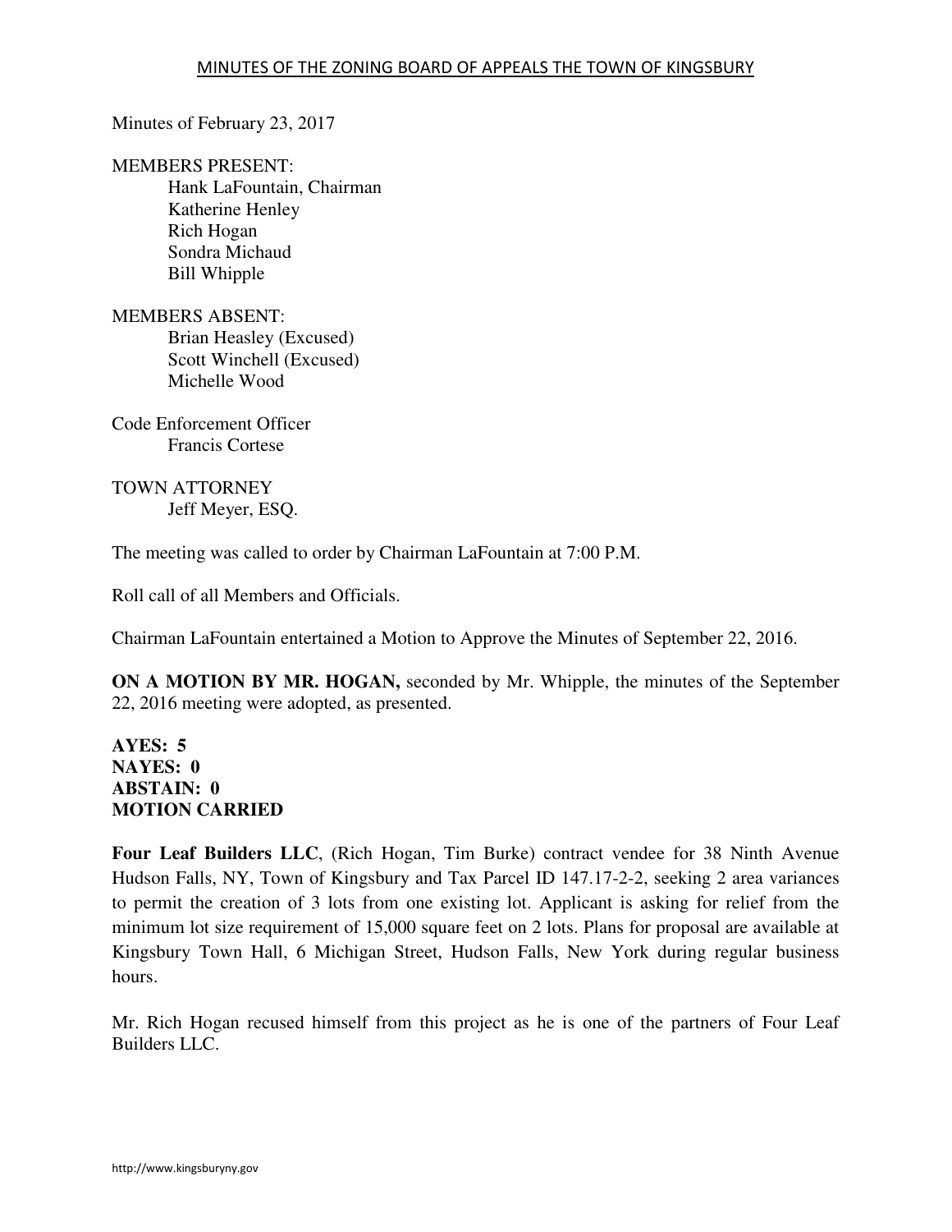# MINUTES OF THE ZONING BOARD OF APPEALS THE TOWN OF KINGSBURY

Minutes of February 23, 2017

MEMBERS PRESENT:
- Hank LaFountain, Chairman
- Katherine Henley
- Rich Hogan
- Sondra Michaud
- Bill Whipple

MEMBERS ABSENT:
- Brian Heasley (Excused)
- Scott Winchell (Excused)
- Michelle Wood

Code Enforcement Officer
- Francis Cortese

TOWN ATTORNEY
- Jeff Meyer, ESQ.

The meeting was called to order by Chairman LaFountain at 7:00 P.M.

Roll call of all Members and Officials.

Chairman LaFountain entertained a Motion to Approve the Minutes of September 22, 2016.

**ON A MOTION BY MR. HOGAN,** seconded by Mr. Whipple, the minutes of the September 22, 2016 meeting were adopted, as presented.

**AYES: 5**
**NAYES: 0**
**ABSTAIN: 0**
**MOTION CARRIED**

**Four Leaf Builders LLC**, (Rich Hogan, Tim Burke) contract vendee for 38 Ninth Avenue Hudson Falls, NY, Town of Kingsbury and Tax Parcel ID 147.17-2-2, seeking 2 area variances to permit the creation of 3 lots from one existing lot. Applicant is asking for relief from the minimum lot size requirement of 15,000 square feet on 2 lots. Plans for proposal are available at Kingsbury Town Hall, 6 Michigan Street, Hudson Falls, New York during regular business hours.

Mr. Rich Hogan recused himself from this project as he is one of the partners of Four Leaf Builders LLC.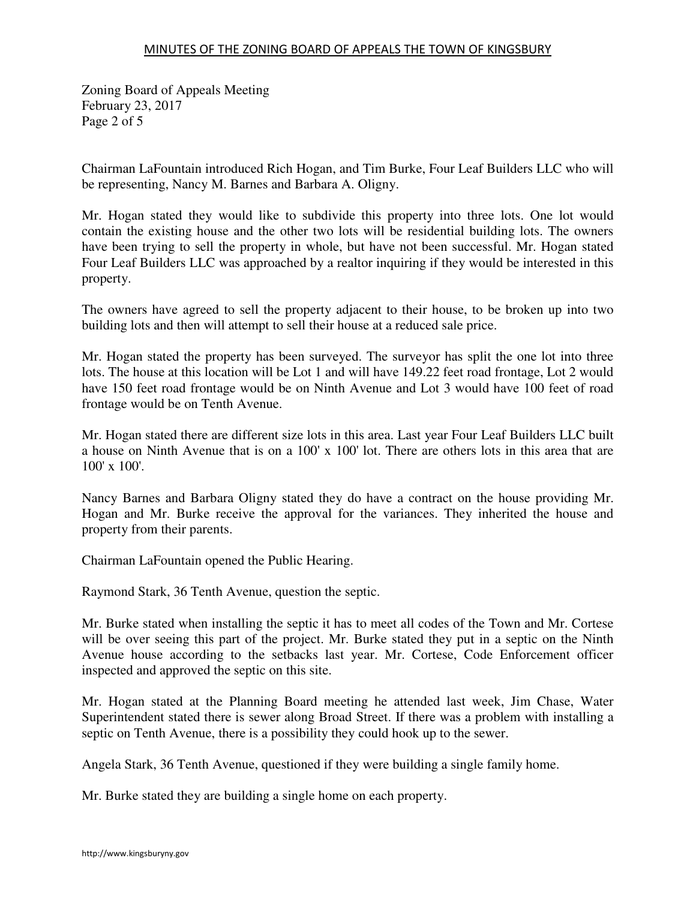Chairman LaFountain introduced Rich Hogan, and Tim Burke, Four Leaf Builders LLC who will be representing, Nancy M. Barnes and Barbara A. Oligny.

Mr. Hogan stated they would like to subdivide this property into three lots. One lot would contain the existing house and the other two lots will be residential building lots. The owners have been trying to sell the property in whole, but have not been successful. Mr. Hogan stated Four Leaf Builders LLC was approached by a realtor inquiring if they would be interested in this property.

The owners have agreed to sell the property adjacent to their house, to be broken up into two building lots and then will attempt to sell their house at a reduced sale price.

Mr. Hogan stated the property has been surveyed. The surveyor has split the one lot into three lots. The house at this location will be Lot 1 and will have 149.22 feet road frontage, Lot 2 would have 150 feet road frontage would be on Ninth Avenue and Lot 3 would have 100 feet of road frontage would be on Tenth Avenue.

Mr. Hogan stated there are different size lots in this area. Last year Four Leaf Builders LLC built a house on Ninth Avenue that is on a 100' x 100' lot. There are others lots in this area that are 100' x 100'.

Nancy Barnes and Barbara Oligny stated they do have a contract on the house providing Mr. Hogan and Mr. Burke receive the approval for the variances. They inherited the house and property from their parents.

Chairman LaFountain opened the Public Hearing.

Raymond Stark, 36 Tenth Avenue, question the septic.

Mr. Burke stated when installing the septic it has to meet all codes of the Town and Mr. Cortese will be over seeing this part of the project. Mr. Burke stated they put in a septic on the Ninth Avenue house according to the setbacks last year. Mr. Cortese, Code Enforcement officer inspected and approved the septic on this site.

Mr. Hogan stated at the Planning Board meeting he attended last week, Jim Chase, Water Superintendent stated there is sewer along Broad Street. If there was a problem with installing a septic on Tenth Avenue, there is a possibility they could hook up to the sewer.

Angela Stark, 36 Tenth Avenue, questioned if they were building a single family home.

Mr. Burke stated they are building a single home on each property.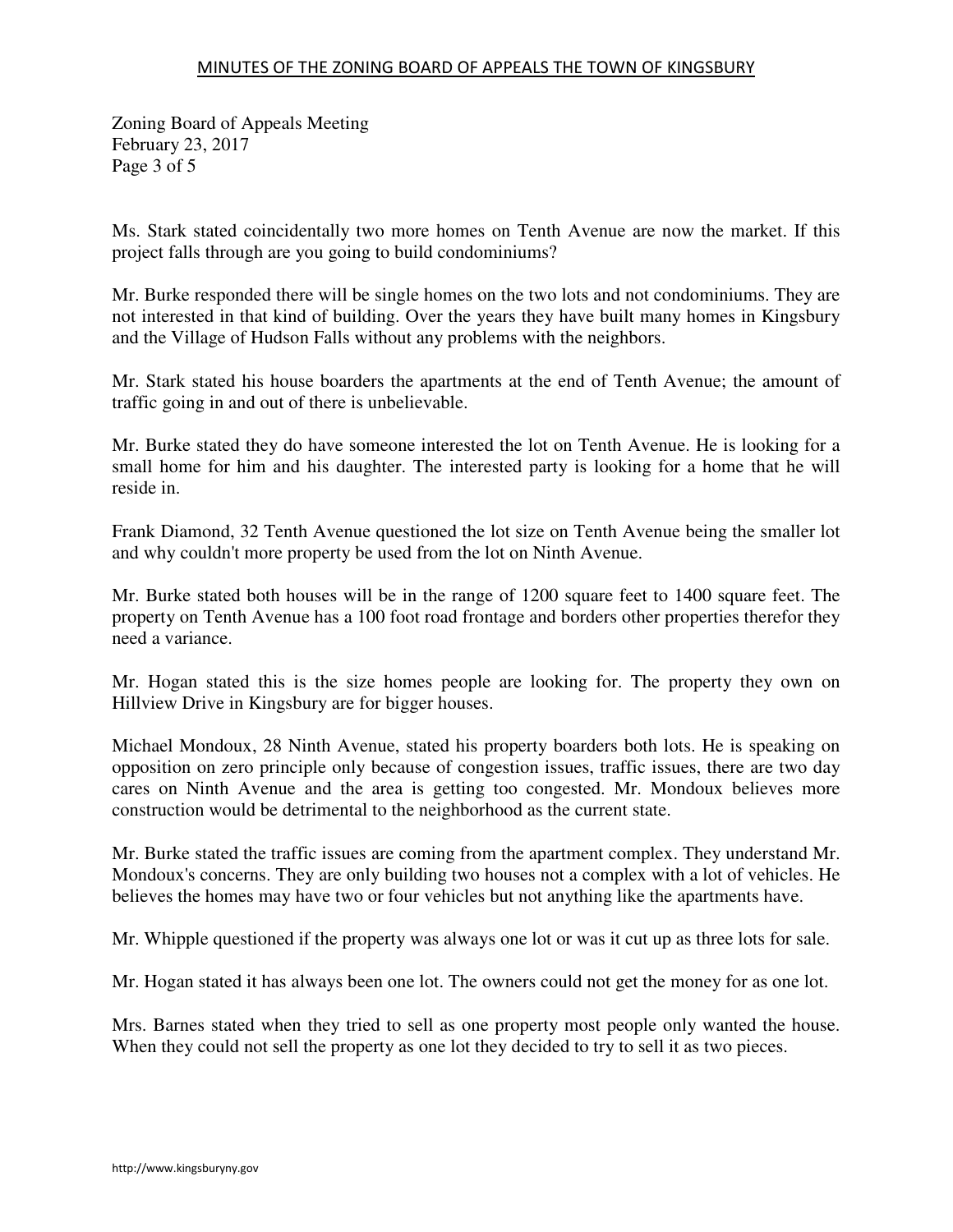Zoning Board of Appeals Meeting
February 23, 2017
Page 3 of 5

Ms. Stark stated coincidentally two more homes on Tenth Avenue are now the market. If this project falls through are you going to build condominiums?

Mr. Burke responded there will be single homes on the two lots and not condominiums. They are not interested in that kind of building. Over the years they have built many homes in Kingsbury and the Village of Hudson Falls without any problems with the neighbors.

Mr. Stark stated his house boarders the apartments at the end of Tenth Avenue; the amount of traffic going in and out of there is unbelievable.

Mr. Burke stated they do have someone interested the lot on Tenth Avenue. He is looking for a small home for him and his daughter. The interested party is looking for a home that he will reside in.

Frank Diamond, 32 Tenth Avenue questioned the lot size on Tenth Avenue being the smaller lot and why couldn't more property be used from the lot on Ninth Avenue.

Mr. Burke stated both houses will be in the range of 1200 square feet to 1400 square feet. The property on Tenth Avenue has a 100 foot road frontage and borders other properties therefor they need a variance.

Mr. Hogan stated this is the size homes people are looking for. The property they own on Hillview Drive in Kingsbury are for bigger houses.

Michael Mondoux, 28 Ninth Avenue, stated his property boarders both lots. He is speaking on opposition on zero principle only because of congestion issues, traffic issues, there are two day cares on Ninth Avenue and the area is getting too congested. Mr. Mondoux believes more construction would be detrimental to the neighborhood as the current state.

Mr. Burke stated the traffic issues are coming from the apartment complex. They understand Mr. Mondoux's concerns. They are only building two houses not a complex with a lot of vehicles. He believes the homes may have two or four vehicles but not anything like the apartments have.

Mr. Whipple questioned if the property was always one lot or was it cut up as three lots for sale.

Mr. Hogan stated it has always been one lot. The owners could not get the money for as one lot.

Mrs. Barnes stated when they tried to sell as one property most people only wanted the house. When they could not sell the property as one lot they decided to try to sell it as two pieces.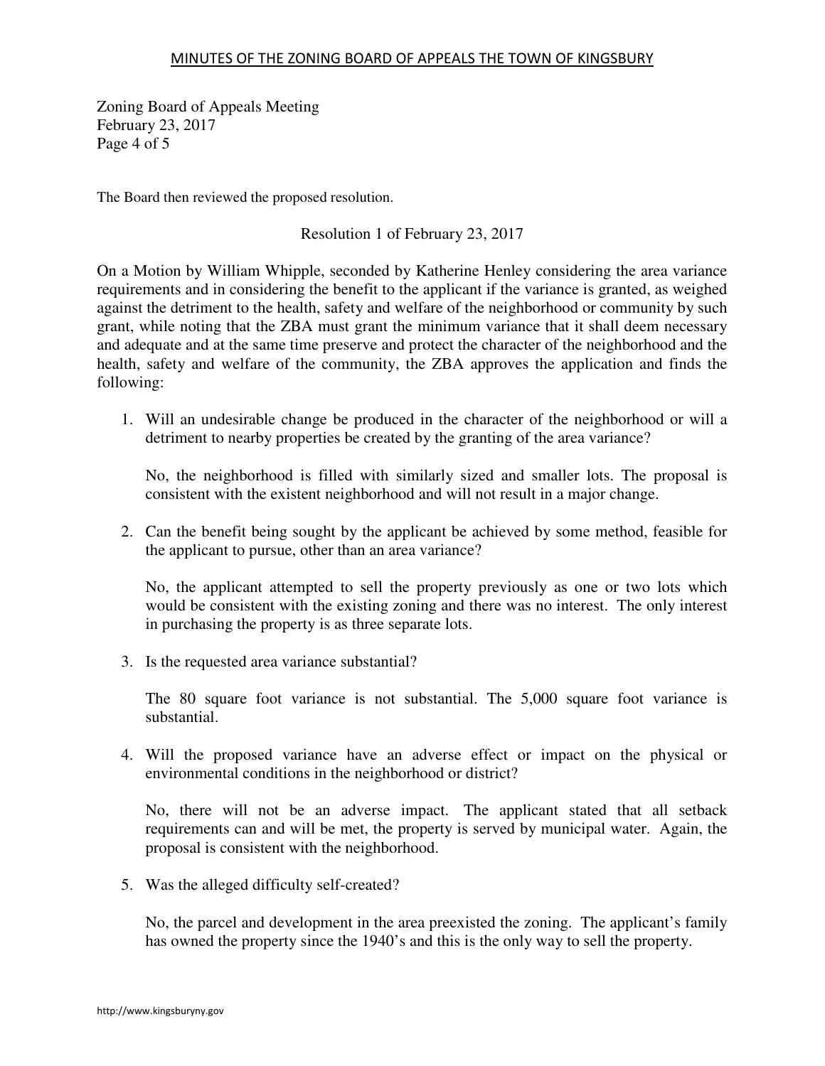The Board then reviewed the proposed resolution.

Resolution 1 of February 23, 2017

On a Motion by William Whipple, seconded by Katherine Henley considering the area variance requirements and in considering the benefit to the applicant if the variance is granted, as weighed against the detriment to the health, safety and welfare of the neighborhood or community by such grant, while noting that the ZBA must grant the minimum variance that it shall deem necessary and adequate and at the same time preserve and protect the character of the neighborhood and the health, safety and welfare of the community, the ZBA approves the application and finds the following:

1. Will an undesirable change be produced in the character of the neighborhood or will a detriment to nearby properties be created by the granting of the area variance?

   No, the neighborhood is filled with similarly sized and smaller lots. The proposal is consistent with the existent neighborhood and will not result in a major change.

2. Can the benefit being sought by the applicant be achieved by some method, feasible for the applicant to pursue, other than an area variance?

   No, the applicant attempted to sell the property previously as one or two lots which would be consistent with the existing zoning and there was no interest. The only interest in purchasing the property is as three separate lots.

3. Is the requested area variance substantial?

   The 80 square foot variance is not substantial. The 5,000 square foot variance is substantial.

4. Will the proposed variance have an adverse effect or impact on the physical or environmental conditions in the neighborhood or district?

   No, there will not be an adverse impact. The applicant stated that all setback requirements can and will be met, the property is served by municipal water. Again, the proposal is consistent with the neighborhood.

5. Was the alleged difficulty self-created?

   No, the parcel and development in the area preexisted the zoning. The applicant's family has owned the property since the 1940's and this is the only way to sell the property.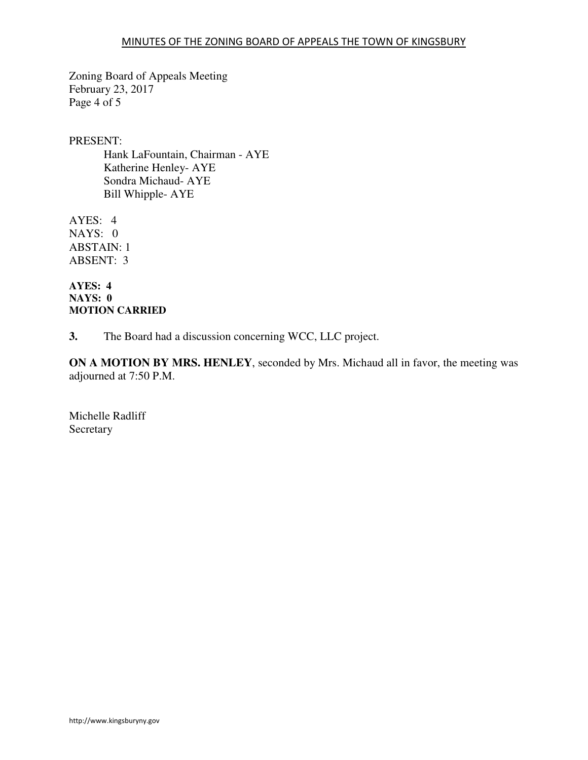Zoning Board of Appeals Meeting
February 23, 2017

PRESENT:

Hank LaFountain, Chairman - AYE
Katherine Henley- AYE
Sondra Michaud- AYE
Bill Whipple- AYE

AYES: 4
NAYS: 0
ABSTAIN: 1
ABSENT: 3

**AYES: 4**
**NAYS: 0**
**MOTION CARRIED**

**3.** The Board had a discussion concerning WCC, LLC project.

**ON A MOTION BY MRS. HENLEY**, seconded by Mrs. Michaud all in favor, the meeting was adjourned at 7:50 P.M.

Michelle Radliff
Secretary